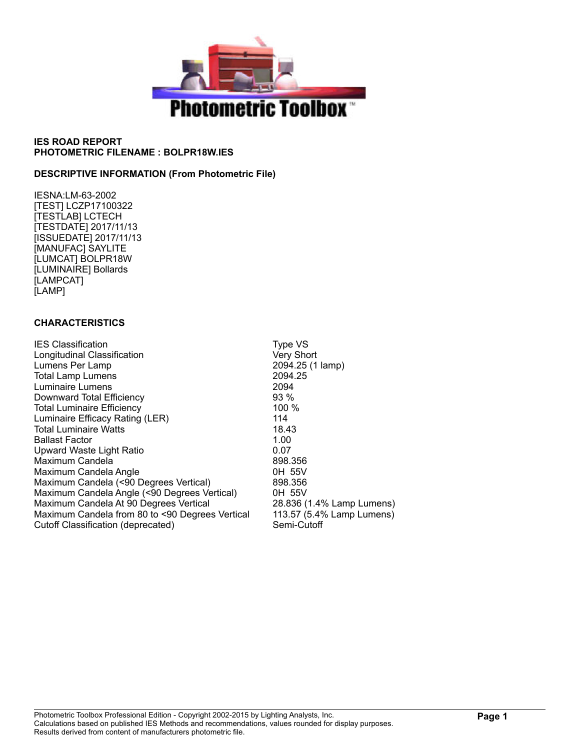**IES ROAD REPORT**
**PHOTOMETRIC FILENAME : BOLPR18W.IES**

**DESCRIPTIVE INFORMATION (From Photometric File)**

IESNA:LM-63-2002
[TEST] LCZP17100322
[TESTLAB] LCTECH
[TESTDATE] 2017/11/13
[ISSUEDATE] 2017/11/13
[MANUFAC] SAYLITE
[LUMCAT] BOLPR18W
[LUMINAIRE] Bollards
[LAMPCAT]
[LAMP]

**CHARACTERISTICS**

| | |
|---|---|
| IES Classification | Type VS |
| Longitudinal Classification | Very Short |
| Lumens Per Lamp | 2094.25 (1 lamp) |
| Total Lamp Lumens | 2094.25 |
| Luminaire Lumens | 2094 |
| Downward Total Efficiency | 93 % |
| Total Luminaire Efficiency | 100 % |
| Luminaire Efficacy Rating (LER) | 114 |
| Total Luminaire Watts | 18.43 |
| Ballast Factor | 1.00 |
| Upward Waste Light Ratio | 0.07 |
| Maximum Candela | 898.356 |
| Maximum Candela Angle | 0H 55V |
| Maximum Candela (<90 Degrees Vertical) | 898.356 |
| Maximum Candela Angle (<90 Degrees Vertical) | 0H 55V |
| Maximum Candela At 90 Degrees Vertical | 28.836 (1.4% Lamp Lumens) |
| Maximum Candela from 80 to <90 Degrees Vertical | 113.57 (5.4% Lamp Lumens) |
| Cutoff Classification (deprecated) | Semi-Cutoff |

Photometric Toolbox Professional Edition - Copyright 2002-2015 by Lighting Analysts, Inc.
Calculations based on published IES Methods and recommendations, values rounded for display purposes.
Results derived from content of manufacturers photometric file.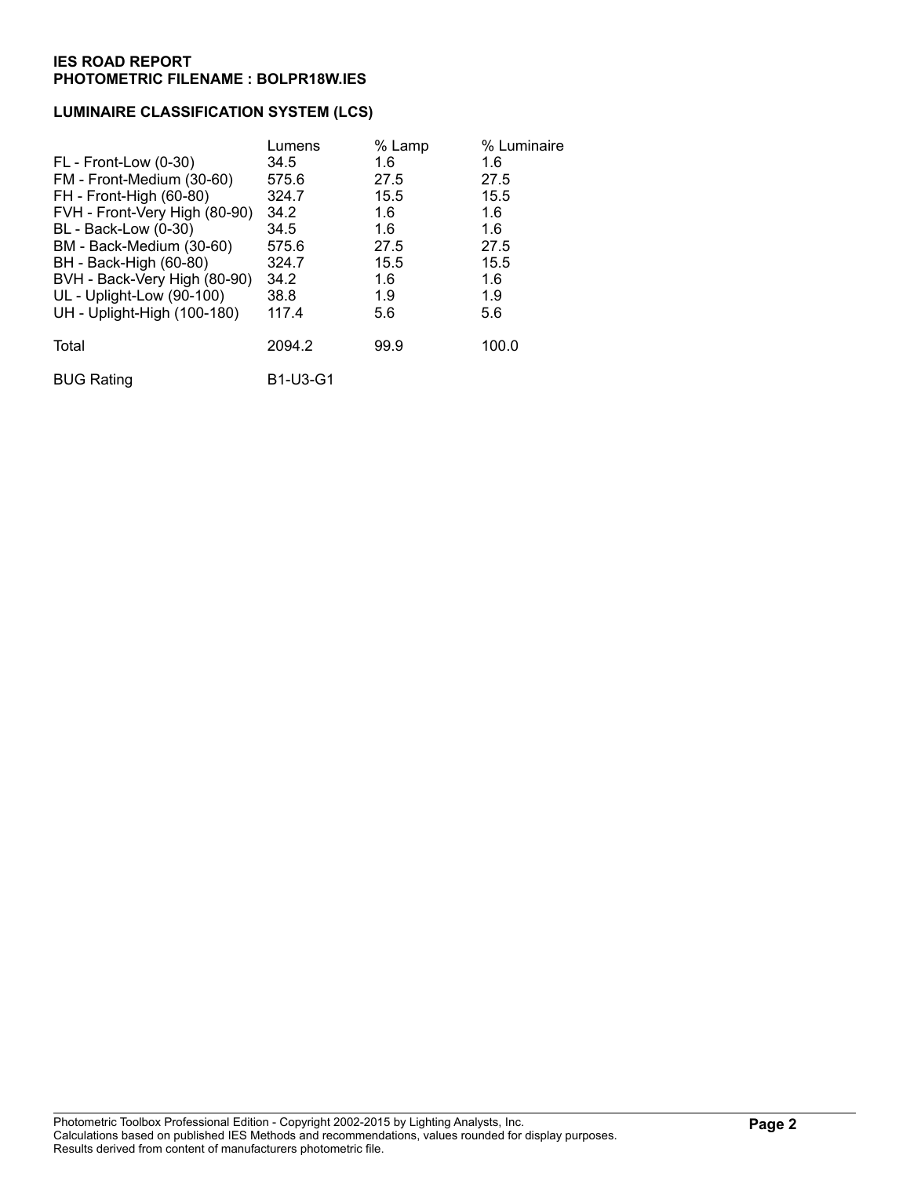**IES ROAD REPORT**
**PHOTOMETRIC FILENAME : BOLPR18W.IES**

## LUMINAIRE CLASSIFICATION SYSTEM (LCS)

| | Lumens | % Lamp | % Luminaire |
|---|---|---|---|
| FL - Front-Low (0-30) | 34.5 | 1.6 | 1.6 |
| FM - Front-Medium (30-60) | 575.6 | 27.5 | 27.5 |
| FH - Front-High (60-80) | 324.7 | 15.5 | 15.5 |
| FVH - Front-Very High (80-90) | 34.2 | 1.6 | 1.6 |
| BL - Back-Low (0-30) | 34.5 | 1.6 | 1.6 |
| BM - Back-Medium (30-60) | 575.6 | 27.5 | 27.5 |
| BH - Back-High (60-80) | 324.7 | 15.5 | 15.5 |
| BVH - Back-Very High (80-90) | 34.2 | 1.6 | 1.6 |
| UL - Uplight-Low (90-100) | 38.8 | 1.9 | 1.9 |
| UH - Uplight-High (100-180) | 117.4 | 5.6 | 5.6 |
| Total | 2094.2 | 99.9 | 100.0 |

BUG Rating B1-U3-G1

Photometric Toolbox Professional Edition - Copyright 2002-2015 by Lighting Analysts, Inc.
Calculations based on published IES Methods and recommendations, values rounded for display purposes.
Results derived from content of manufacturers photometric file.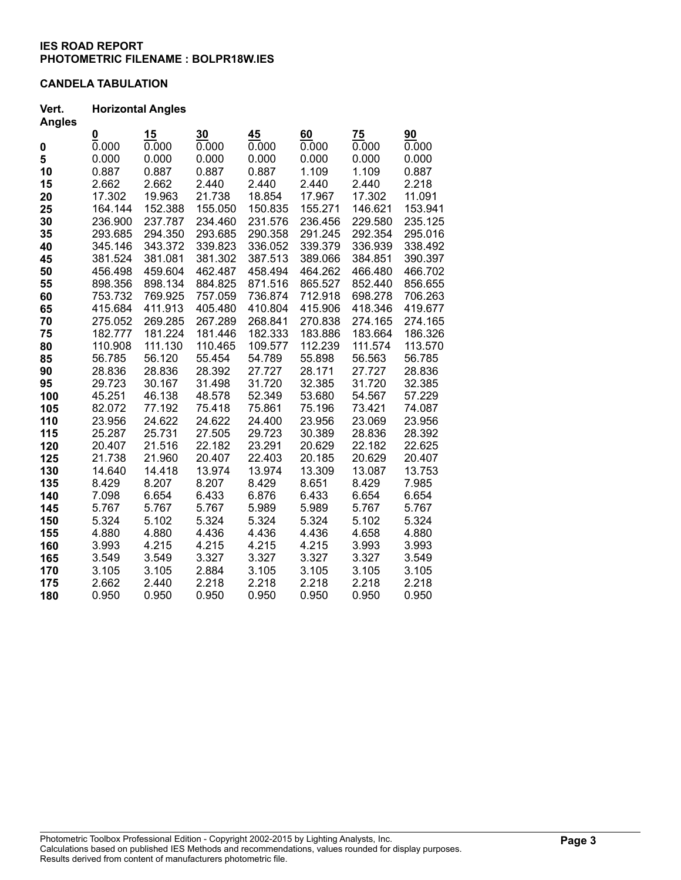**IES ROAD REPORT**
**PHOTOMETRIC FILENAME : BOLPR18W.IES**

**CANDELA TABULATION**

| Vert. Angles | Horizontal Angles | | | | | | |
|---|---|---|---|---|---|---|---|
| | **0** | **15** | **30** | **45** | **60** | **75** | **90** |
| **0** | 0.000 | 0.000 | 0.000 | 0.000 | 0.000 | 0.000 | 0.000 |
| **5** | 0.000 | 0.000 | 0.000 | 0.000 | 0.000 | 0.000 | 0.000 |
| **10** | 0.887 | 0.887 | 0.887 | 0.887 | 1.109 | 1.109 | 0.887 |
| **15** | 2.662 | 2.662 | 2.440 | 2.440 | 2.440 | 2.440 | 2.218 |
| **20** | 17.302 | 19.963 | 21.738 | 18.854 | 17.967 | 17.302 | 11.091 |
| **25** | 164.144 | 152.388 | 155.050 | 150.835 | 155.271 | 146.621 | 153.941 |
| **30** | 236.900 | 237.787 | 234.460 | 231.576 | 236.456 | 229.580 | 235.125 |
| **35** | 293.685 | 294.350 | 293.685 | 290.358 | 291.245 | 292.354 | 295.016 |
| **40** | 345.146 | 343.372 | 339.823 | 336.052 | 339.379 | 336.939 | 338.492 |
| **45** | 381.524 | 381.081 | 381.302 | 387.513 | 389.066 | 384.851 | 390.397 |
| **50** | 456.498 | 459.604 | 462.487 | 458.494 | 464.262 | 466.480 | 466.702 |
| **55** | 898.356 | 898.134 | 884.825 | 871.516 | 865.527 | 852.440 | 856.655 |
| **60** | 753.732 | 769.925 | 757.059 | 736.874 | 712.918 | 698.278 | 706.263 |
| **65** | 415.684 | 411.913 | 405.480 | 410.804 | 415.906 | 418.346 | 419.677 |
| **70** | 275.052 | 269.285 | 267.289 | 268.841 | 270.838 | 274.165 | 274.165 |
| **75** | 182.777 | 181.224 | 181.446 | 182.333 | 183.886 | 183.664 | 186.326 |
| **80** | 110.908 | 111.130 | 110.465 | 109.577 | 112.239 | 111.574 | 113.570 |
| **85** | 56.785 | 56.120 | 55.454 | 54.789 | 55.898 | 56.563 | 56.785 |
| **90** | 28.836 | 28.836 | 28.392 | 27.727 | 28.171 | 27.727 | 28.836 |
| **95** | 29.723 | 30.167 | 31.498 | 31.720 | 32.385 | 31.720 | 32.385 |
| **100** | 45.251 | 46.138 | 48.578 | 52.349 | 53.680 | 54.567 | 57.229 |
| **105** | 82.072 | 77.192 | 75.418 | 75.861 | 75.196 | 73.421 | 74.087 |
| **110** | 23.956 | 24.622 | 24.622 | 24.400 | 23.956 | 23.069 | 23.956 |
| **115** | 25.287 | 25.731 | 27.505 | 29.723 | 30.389 | 28.836 | 28.392 |
| **120** | 20.407 | 21.516 | 22.182 | 23.291 | 20.629 | 22.182 | 22.625 |
| **125** | 21.738 | 21.960 | 20.407 | 22.403 | 20.185 | 20.629 | 20.407 |
| **130** | 14.640 | 14.418 | 13.974 | 13.974 | 13.309 | 13.087 | 13.753 |
| **135** | 8.429 | 8.207 | 8.207 | 8.429 | 8.651 | 8.429 | 7.985 |
| **140** | 7.098 | 6.654 | 6.433 | 6.876 | 6.433 | 6.654 | 6.654 |
| **145** | 5.767 | 5.767 | 5.767 | 5.989 | 5.989 | 5.767 | 5.767 |
| **150** | 5.324 | 5.102 | 5.324 | 5.324 | 5.324 | 5.102 | 5.324 |
| **155** | 4.880 | 4.880 | 4.436 | 4.436 | 4.436 | 4.658 | 4.880 |
| **160** | 3.993 | 4.215 | 4.215 | 4.215 | 4.215 | 3.993 | 3.993 |
| **165** | 3.549 | 3.549 | 3.327 | 3.327 | 3.327 | 3.327 | 3.549 |
| **170** | 3.105 | 3.105 | 2.884 | 3.105 | 3.105 | 3.105 | 3.105 |
| **175** | 2.662 | 2.440 | 2.218 | 2.218 | 2.218 | 2.218 | 2.218 |
| **180** | 0.950 | 0.950 | 0.950 | 0.950 | 0.950 | 0.950 | 0.950 |

Photometric Toolbox Professional Edition - Copyright 2002-2015 by Lighting Analysts, Inc.
Calculations based on published IES Methods and recommendations, values rounded for display purposes.
Results derived from content of manufacturers photometric file.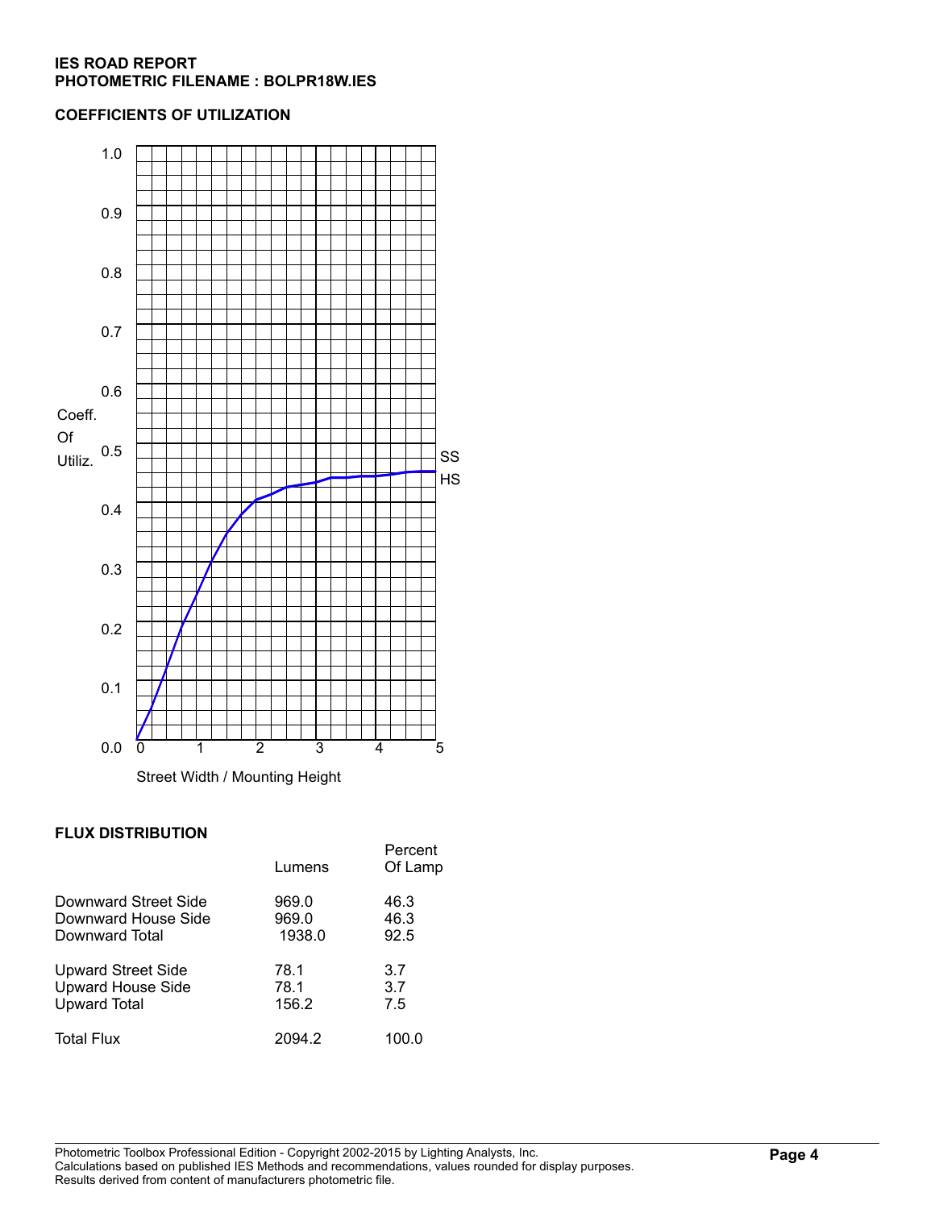**IES ROAD REPORT**
**PHOTOMETRIC FILENAME : BOLPR18W.IES**

## COEFFICIENTS OF UTILIZATION

Coeff. Of Utiliz. (0.0 – 1.0) vs. Street Width / Mounting Height (0 – 5); curves labeled SS and HS.

## FLUX DISTRIBUTION

| | Lumens | Percent Of Lamp |
|---|---|---|
| Downward Street Side | 969.0 | 46.3 |
| Downward House Side | 969.0 | 46.3 |
| Downward Total | 1938.0 | 92.5 |
| Upward Street Side | 78.1 | 3.7 |
| Upward House Side | 78.1 | 3.7 |
| Upward Total | 156.2 | 7.5 |
| Total Flux | 2094.2 | 100.0 |

Photometric Toolbox Professional Edition - Copyright 2002-2015 by Lighting Analysts, Inc.
Calculations based on published IES Methods and recommendations, values rounded for display purposes.
Results derived from content of manufacturers photometric file.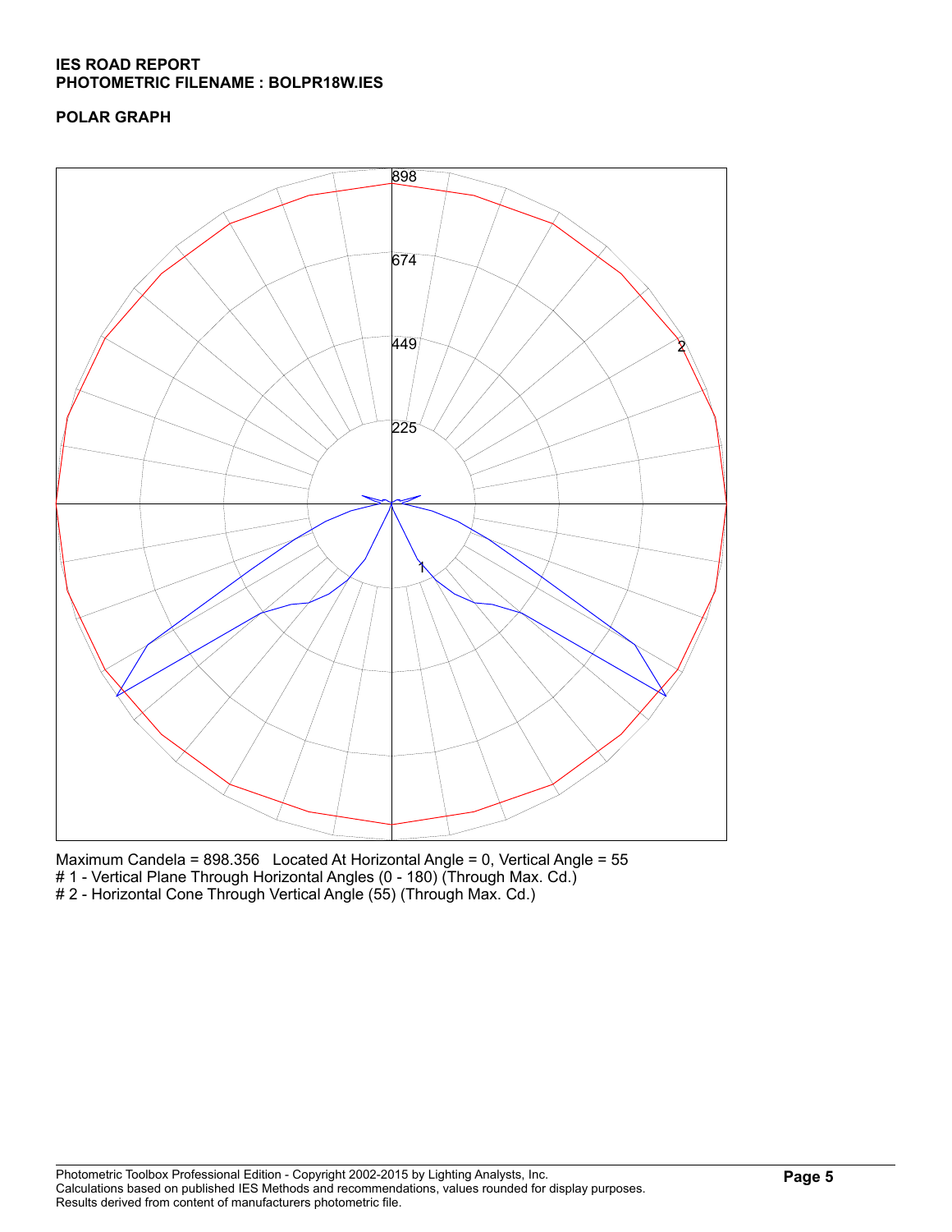**IES ROAD REPORT**
**PHOTOMETRIC FILENAME : BOLPR18W.IES**

**POLAR GRAPH**

898

674

449

225

2

1

Maximum Candela = 898.356   Located At Horizontal Angle = 0, Vertical Angle = 55
# 1 - Vertical Plane Through Horizontal Angles (0 - 180) (Through Max. Cd.)
# 2 - Horizontal Cone Through Vertical Angle (55) (Through Max. Cd.)

Photometric Toolbox Professional Edition - Copyright 2002-2015 by Lighting Analysts, Inc.
Calculations based on published IES Methods and recommendations, values rounded for display purposes.
Results derived from content of manufacturers photometric file.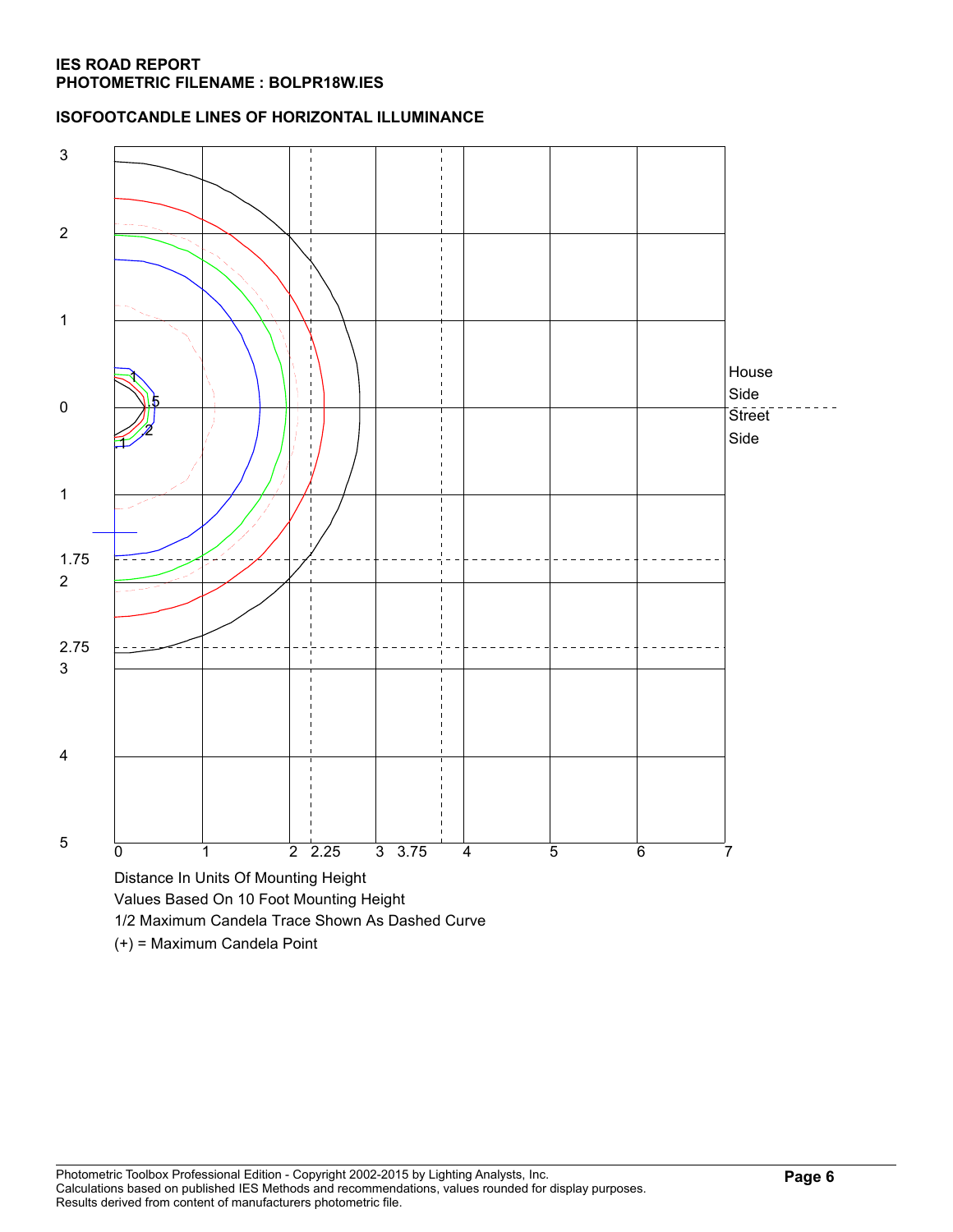**IES ROAD REPORT**
**PHOTOMETRIC FILENAME : BOLPR18W.IES**

**ISOFOOTCANDLE LINES OF HORIZONTAL ILLUMINANCE**

3

2

1

0

1

1.75
2

2.75
3

4

5

0 1 2 2.25 3 3.75 4 5 6 7

House
Side
Street
Side

1
5
2
.1

Distance In Units Of Mounting Height
Values Based On 10 Foot Mounting Height
1/2 Maximum Candela Trace Shown As Dashed Curve
(+) = Maximum Candela Point

Photometric Toolbox Professional Edition - Copyright 2002-2015 by Lighting Analysts, Inc.
Calculations based on published IES Methods and recommendations, values rounded for display purposes.
Results derived from content of manufacturers photometric file.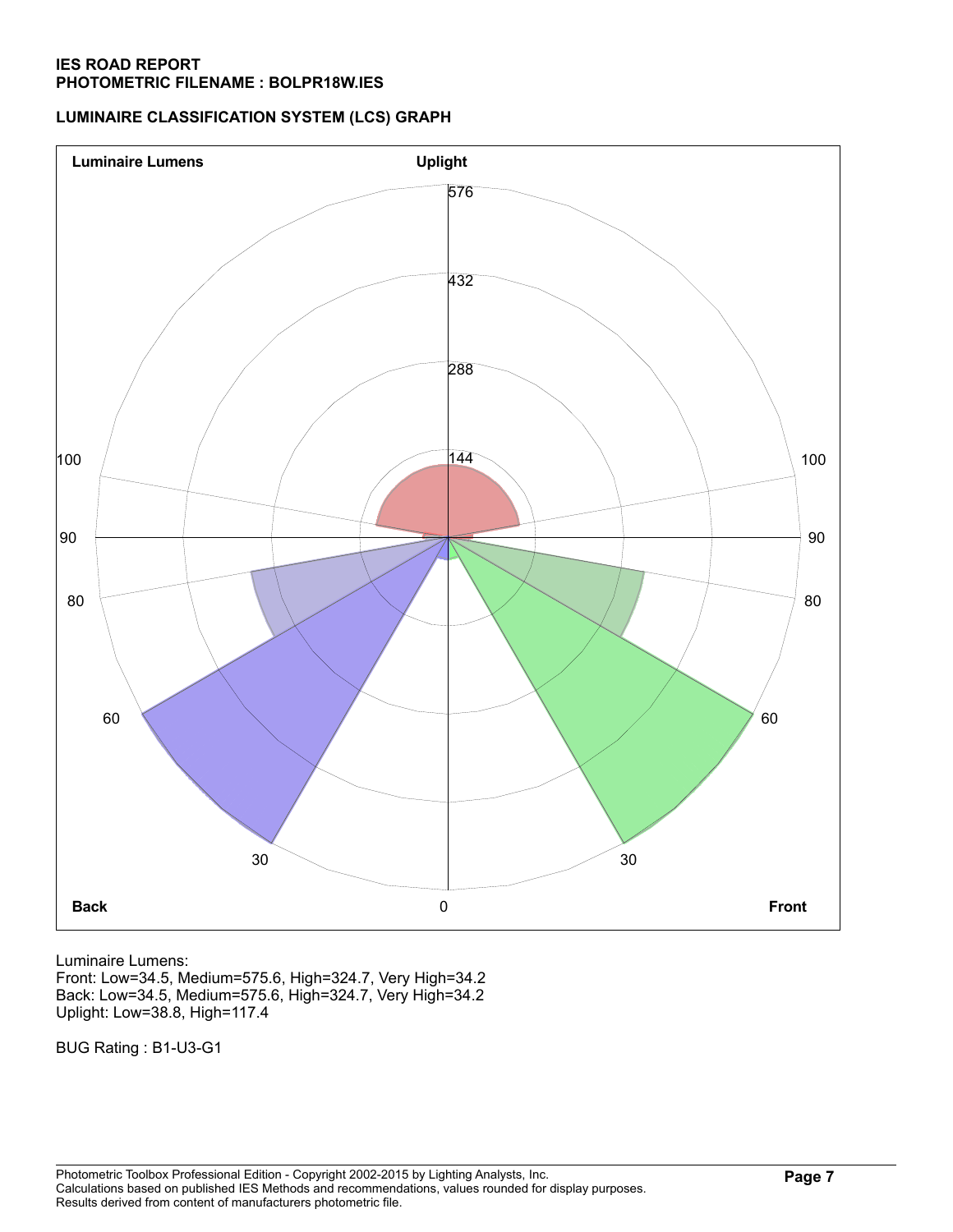**IES ROAD REPORT**
**PHOTOMETRIC FILENAME : BOLPR18W.IES**

## LUMINAIRE CLASSIFICATION SYSTEM (LCS) GRAPH

Luminaire Lumens

Uplight

576

432

288

144

100

90

80

60

30

0

Back

Front

Luminaire Lumens:
Front: Low=34.5, Medium=575.6, High=324.7, Very High=34.2
Back: Low=34.5, Medium=575.6, High=324.7, Very High=34.2
Uplight: Low=38.8, High=117.4

BUG Rating : B1-U3-G1

Photometric Toolbox Professional Edition - Copyright 2002-2015 by Lighting Analysts, Inc.
Calculations based on published IES Methods and recommendations, values rounded for display purposes.
Results derived from content of manufacturers photometric file.